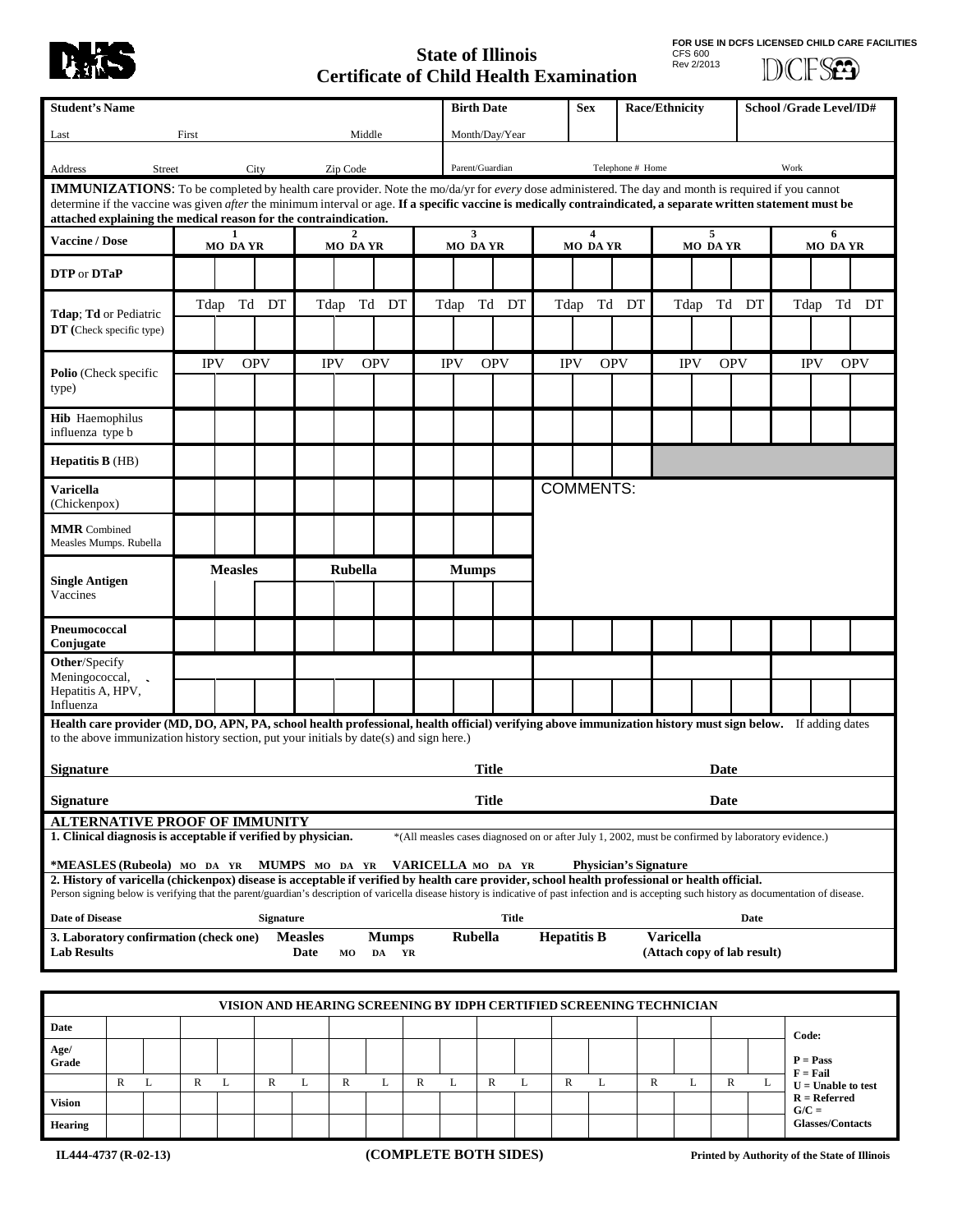FOR USE IN DCFS LICENSED CHILD CARE FACILITIES
CFS 600
Rev 2/2013

# State of Illinois
# Certificate of Child Health Examination

| Student's Name | | | Birth Date | Sex | Race/Ethnicity | School /Grade Level/ID# |
|---|---|---|---|---|---|---|
| Last | First | Middle | Month/Day/Year | | | |
| Address Street | City | Zip Code | Parent/Guardian | Telephone # Home | | Work |

**IMMUNIZATIONS**: To be completed by health care provider. Note the mo/da/yr for *every* dose administered. The day and month is required if you cannot determine if the vaccine was given *after* the minimum interval or age. **If a specific vaccine is medically contraindicated, a separate written statement must be attached explaining the medical reason for the contraindication.**

| Vaccine / Dose | 1 MO DA YR | 2 MO DA YR | 3 MO DA YR | 4 MO DA YR | 5 MO DA YR | 6 MO DA YR |
|---|---|---|---|---|---|---|
| **DTP** or **DTaP** | | | | | | |
| **Tdap**; **Td** or Pediatric **DT** (Check specific type) | Tdap Td DT | Tdap Td DT | Tdap Td DT | Tdap Td DT | Tdap Td DT | Tdap Td DT |
| **Polio** (Check specific type) | IPV OPV | IPV OPV | IPV OPV | IPV OPV | IPV OPV | IPV OPV |
| **Hib** Haemophilus influenza type b | | | | | | |
| **Hepatitis B** (HB) | | | | | | |
| **Varicella** (Chickenpox) | | | | COMMENTS: | | |
| **MMR** Combined Measles Mumps. Rubella | | | | | | |
| **Single Antigen** Vaccines | **Measles** | **Rubella** | **Mumps** | | | |
| **Pneumococcal Conjugate** | | | | | | |
| **Other**/Specify Meningococcal, Hepatitis A, HPV, Influenza | | | | | | |

**Health care provider (MD, DO, APN, PA, school health professional, health official) verifying above immunization history must sign below.** If adding dates to the above immunization history section, put your initials by date(s) and sign here.)

**Signature** **Title** **Date**

**Signature** **Title** **Date**

## ALTERNATIVE PROOF OF IMMUNITY

**1. Clinical diagnosis is acceptable if verified by physician.** *(All measles cases diagnosed on or after July 1, 2002, must be confirmed by laboratory evidence.)

***MEASLES (Rubeola)** MO DA YR **MUMPS** MO DA YR **VARICELLA** MO DA YR **Physician's Signature**

**2. History of varicella (chickenpox) disease is acceptable if verified by health care provider, school health professional or health official.**
Person signing below is verifying that the parent/guardian's description of varicella disease history is indicative of past infection and is accepting such history as documentation of disease.

**Date of Disease** **Signature** **Title** **Date**

**3. Laboratory confirmation (check one)** **Measles** **Mumps** **Rubella** **Hepatitis B** **Varicella**
**Lab Results** **Date** MO DA YR **(Attach copy of lab result)**

| VISION AND HEARING SCREENING BY IDPH CERTIFIED SCREENING TECHNICIAN | | | | | | | | | | | | | | | | | | | |
|---|---|---|---|---|---|---|---|---|---|---|---|---|---|---|---|---|---|---|---|
| **Date** | | | | | | | | | | | | | | | | | | | **Code:** |
| **Age/ Grade** | | | | | | | | | | | | | | | | | | | **P = Pass** |
| | R | L | R | L | R | L | R | L | R | L | R | L | R | L | R | L | R | L | **F = Fail** **U = Unable to test** |
| **Vision** | | | | | | | | | | | | | | | | | | | **R = Referred** |
| **Hearing** | | | | | | | | | | | | | | | | | | | **G/C = Glasses/Contacts** |

**IL444-4737 (R-02-13)** **(COMPLETE BOTH SIDES)** **Printed by Authority of the State of Illinois**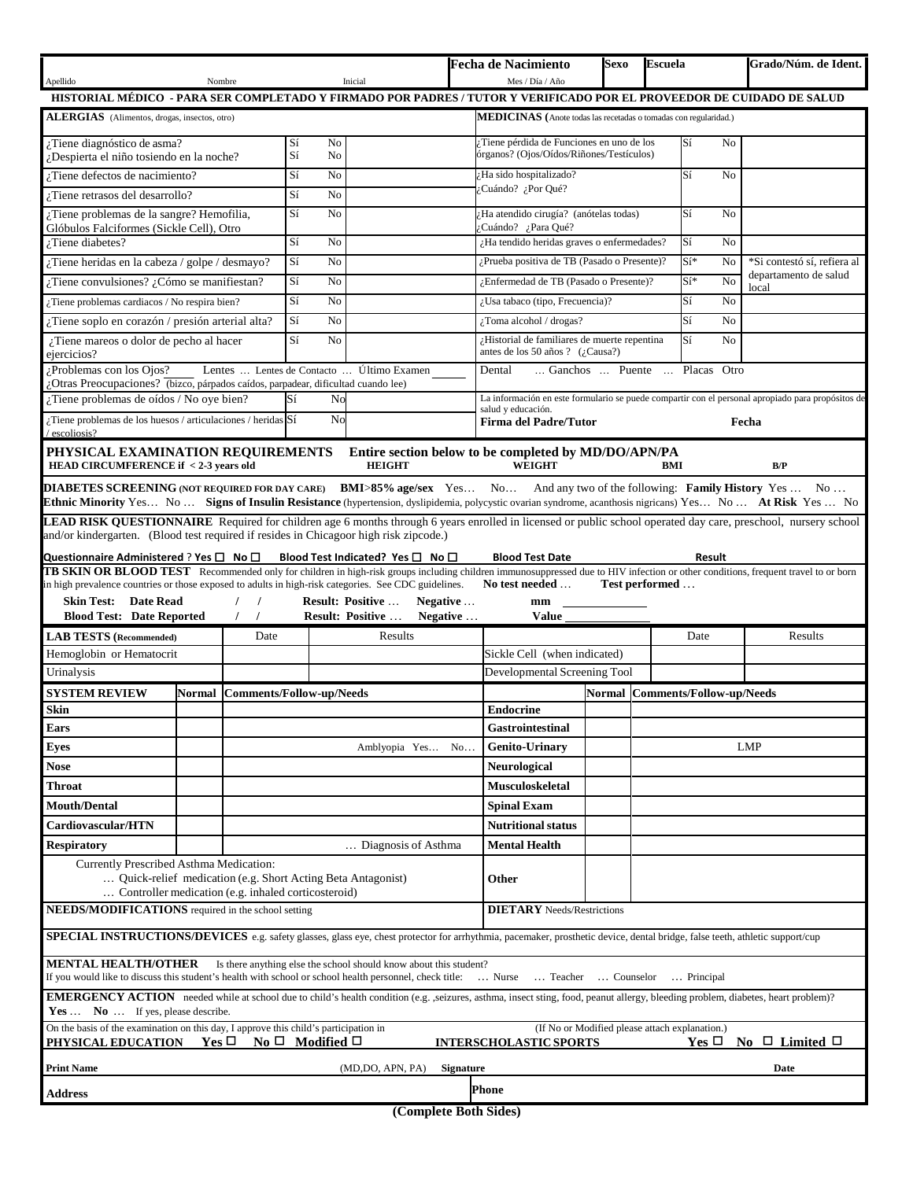| Apellido | Nombre | Inicial | Fecha de Nacimiento<br>Mes / Día / Año | Sexo | Escuela | Grado/Núm. de Ident. |
|---|---|---|---|---|---|---|

**HISTORIAL MÉDICO - PARA SER COMPLETADO Y FIRMADO POR PADRES / TUTOR Y VERIFICADO POR EL PROVEEDOR DE CUIDADO DE SALUD**

| **ALERGIAS** (Alimentos, drogas, insectos, otro) | | | | **MEDICINAS (**Anote todas las recetadas o tomadas con regularidad.) | | | |
|---|---|---|---|---|---|---|---|
| ¿Tiene diagnóstico de asma?<br>¿Despierta el niño tosiendo en la noche? | Sí<br>Sí | No<br>No | | ¿Tiene pérdida de Funciones en uno de los órganos? (Ojos/Oídos/Riñones/Testículos) | Sí | No | |
| ¿Tiene defectos de nacimiento? | Sí | No | | ¿Ha sido hospitalizado?<br>¿Cuándo? ¿Por Qué? | Sí | No | |
| ¿Tiene retrasos del desarrollo? | Sí | No | | | | | |
| ¿Tiene problemas de la sangre? Hemofilia, Glóbulos Falciformes (Sickle Cell), Otro | Sí | No | | ¿Ha atendido cirugía? (anótelas todas)<br>¿Cuándo? ¿Para Qué? | Sí | No | |
| ¿Tiene diabetes? | Sí | No | | ¿Ha tendido heridas graves o enfermedades? | Sí | No | |
| ¿Tiene heridas en la cabeza / golpe / desmayo? | Sí | No | | ¿Prueba positiva de TB (Pasado o Presente)? | Sí* | No | *Si contestó sí, refiera al departamento de salud local |
| ¿Tiene convulsiones? ¿Cómo se manifiestan? | Sí | No | | ¿Enfermedad de TB (Pasado o Presente)? | Sí* | No | |
| ¿Tiene problemas cardiacos / No respira bien? | Sí | No | | ¿Usa tabaco (tipo, Frecuencia)? | Sí | No | |
| ¿Tiene soplo en corazón / presión arterial alta? | Sí | No | | ¿Toma alcohol / drogas? | Sí | No | |
| ¿Tiene mareos o dolor de pecho al hacer ejercicios? | Sí | No | | ¿Historial de familiares de muerte repentina antes de los 50 años ? (¿Causa?) | Sí | No | |
| ¿Problemas con los Ojos? Lentes … Lentes de Contacto … Último Examen ____<br>¿Otras Preocupaciones? (bizco, párpados caídos, parpadear, dificultad cuando lee) | | | | Dental … Ganchos … Puente … Placas Otro | | | |
| ¿Tiene problemas de oídos / No oye bien? | Sí | No | | La información en este formulario se puede compartir con el personal apropiado para propósitos de salud y educación. | | | |
| ¿Tiene problemas de los huesos / articulaciones / heridas / escoliosis? | Sí | No | | **Firma del Padre/Tutor** | | | **Fecha** |

**PHYSICAL EXAMINATION REQUIREMENTS** **Entire section below to be completed by MD/DO/APN/PA**

**HEAD CIRCUMFERENCE if < 2-3 years old** **HEIGHT** **WEIGHT** **BMI** **B/P**

**DIABETES SCREENING (NOT REQUIRED FOR DAY CARE)** **BMI>85% age/sex** Yes… No… And any two of the following: **Family History** Yes … No … **Ethnic Minority** Yes… No … **Signs of Insulin Resistance** (hypertension, dyslipidemia, polycystic ovarian syndrome, acanthosis nigricans) Yes… No … **At Risk** Yes … No

**LEAD RISK QUESTIONNAIRE** Required for children age 6 months through 6 years enrolled in licensed or public school operated day care, preschool, nursery school and/or kindergarten. (Blood test required if resides in Chicagoor high risk zipcode.)

**Questionnaire Administered ? Yes ☐ No ☐** **Blood Test Indicated? Yes ☐ No ☐** **Blood Test Date** **Result**

**TB SKIN OR BLOOD TEST** Recommended only for children in high-risk groups including children immunosuppressed due to HIV infection or other conditions, frequent travel to or born in high prevalence countries or those exposed to adults in high-risk categories. See CDC guidelines. **No test needed …** **Test performed …**

**Skin Test: Date Read** / / **Result: Positive …** **Negative …** **mm** ______

**Blood Test: Date Reported** / / **Result: Positive …** **Negative …** **Value** ______

| **LAB TESTS (Recommended)** | Date | Results | | Date | Results |
|---|---|---|---|---|---|
| Hemoglobin or Hematocrit | | | Sickle Cell (when indicated) | | |
| Urinalysis | | | Developmental Screening Tool | | |

| **SYSTEM REVIEW** | **Normal** | **Comments/Follow-up/Needs** | | **Normal** | **Comments/Follow-up/Needs** |
|---|---|---|---|---|---|
| **Skin** | | | **Endocrine** | | |
| **Ears** | | | **Gastrointestinal** | | |
| **Eyes** | | Amblyopia Yes… No… | **Genito-Urinary** | | LMP |
| **Nose** | | | **Neurological** | | |
| **Throat** | | | **Musculoskeletal** | | |
| **Mouth/Dental** | | | **Spinal Exam** | | |
| **Cardiovascular/HTN** | | | **Nutritional status** | | |
| **Respiratory** | | … Diagnosis of Asthma | **Mental Health** | | |
| Currently Prescribed Asthma Medication:<br>… Quick-relief medication (e.g. Short Acting Beta Antagonist)<br>… Controller medication (e.g. inhaled corticosteroid) | | | **Other** | | |
| **NEEDS/MODIFICATIONS** required in the school setting | | | **DIETARY** Needs/Restrictions | | |

**SPECIAL INSTRUCTIONS/DEVICES** e.g. safety glasses, glass eye, chest protector for arrhythmia, pacemaker, prosthetic device, dental bridge, false teeth, athletic support/cup

**MENTAL HEALTH/OTHER** Is there anything else the school should know about this student?
If you would like to discuss this student's health with school or school health personnel, check title: … Nurse … Teacher … Counselor … Principal

**EMERGENCY ACTION** needed while at school due to child's health condition (e.g. ,seizures, asthma, insect sting, food, peanut allergy, bleeding problem, diabetes, heart problem)?
**Yes** … **No** … If yes, please describe.

On the basis of the examination on this day, I approve this child's participation in (If No or Modified please attach explanation.)
**PHYSICAL EDUCATION Yes ☐ No ☐ Modified ☐** **INTERSCHOLASTIC SPORTS Yes ☐ No ☐ Limited ☐**

**Print Name** (MD,DO, APN, PA) **Signature** **Date**

**Address** **Phone**

**(Complete Both Sides)**